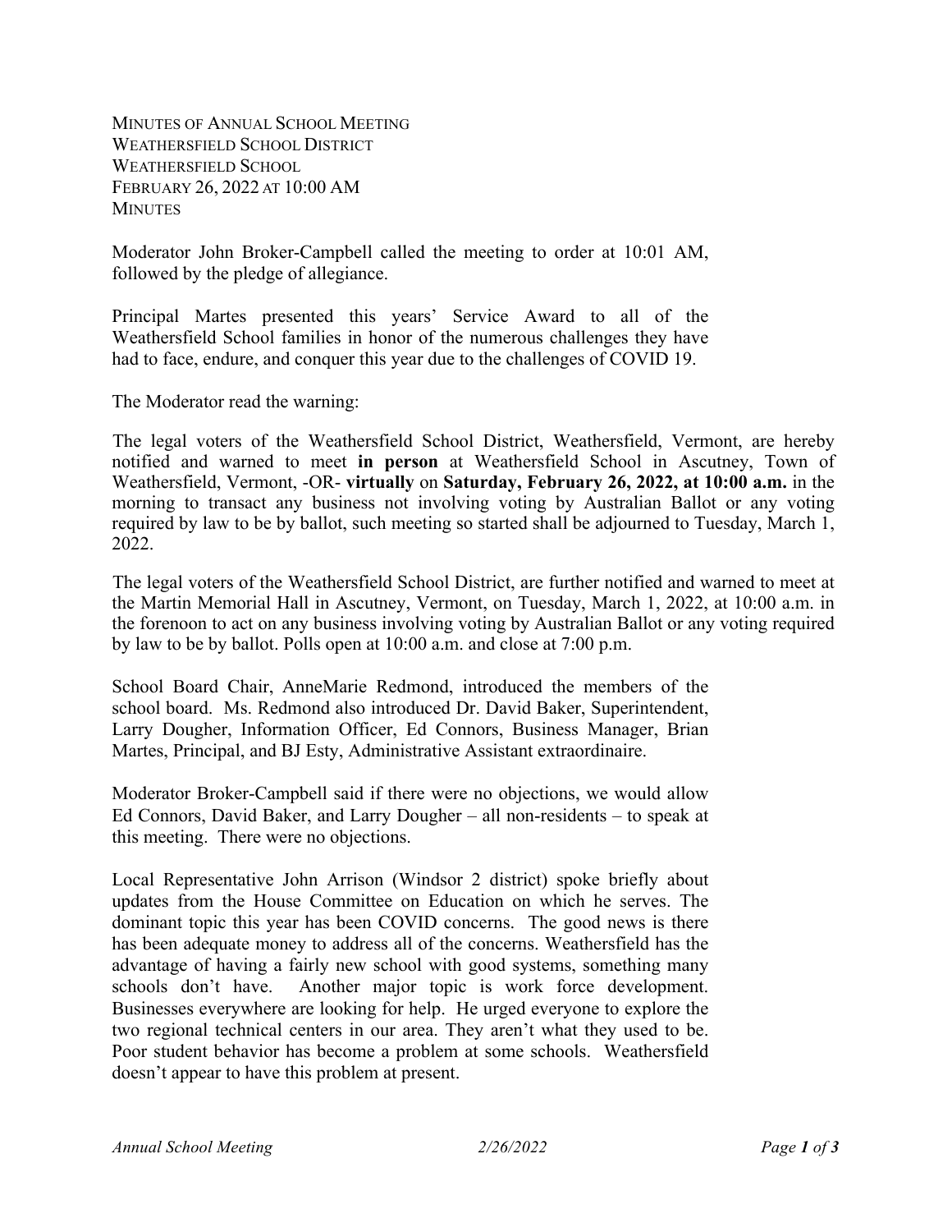MINUTES OF ANNUAL SCHOOL MEETING
WEATHERSFIELD SCHOOL DISTRICT
WEATHERSFIELD SCHOOL
FEBRUARY 26, 2022 AT 10:00 AM
MINUTES

Moderator John Broker-Campbell called the meeting to order at 10:01 AM, followed by the pledge of allegiance.

Principal Martes presented this years' Service Award to all of the Weathersfield School families in honor of the numerous challenges they have had to face, endure, and conquer this year due to the challenges of COVID 19.

The Moderator read the warning:

The legal voters of the Weathersfield School District, Weathersfield, Vermont, are hereby notified and warned to meet **in person** at Weathersfield School in Ascutney, Town of Weathersfield, Vermont, -OR- **virtually** on **Saturday, February 26, 2022, at 10:00 a.m.** in the morning to transact any business not involving voting by Australian Ballot or any voting required by law to be by ballot, such meeting so started shall be adjourned to Tuesday, March 1, 2022.

The legal voters of the Weathersfield School District, are further notified and warned to meet at the Martin Memorial Hall in Ascutney, Vermont, on Tuesday, March 1, 2022, at 10:00 a.m. in the forenoon to act on any business involving voting by Australian Ballot or any voting required by law to be by ballot. Polls open at 10:00 a.m. and close at 7:00 p.m.

School Board Chair, AnneMarie Redmond, introduced the members of the school board. Ms. Redmond also introduced Dr. David Baker, Superintendent, Larry Dougher, Information Officer, Ed Connors, Business Manager, Brian Martes, Principal, and BJ Esty, Administrative Assistant extraordinaire.

Moderator Broker-Campbell said if there were no objections, we would allow Ed Connors, David Baker, and Larry Dougher – all non-residents – to speak at this meeting. There were no objections.

Local Representative John Arrison (Windsor 2 district) spoke briefly about updates from the House Committee on Education on which he serves. The dominant topic this year has been COVID concerns. The good news is there has been adequate money to address all of the concerns. Weathersfield has the advantage of having a fairly new school with good systems, something many schools don't have. Another major topic is work force development. Businesses everywhere are looking for help. He urged everyone to explore the two regional technical centers in our area. They aren't what they used to be. Poor student behavior has become a problem at some schools. Weathersfield doesn't appear to have this problem at present.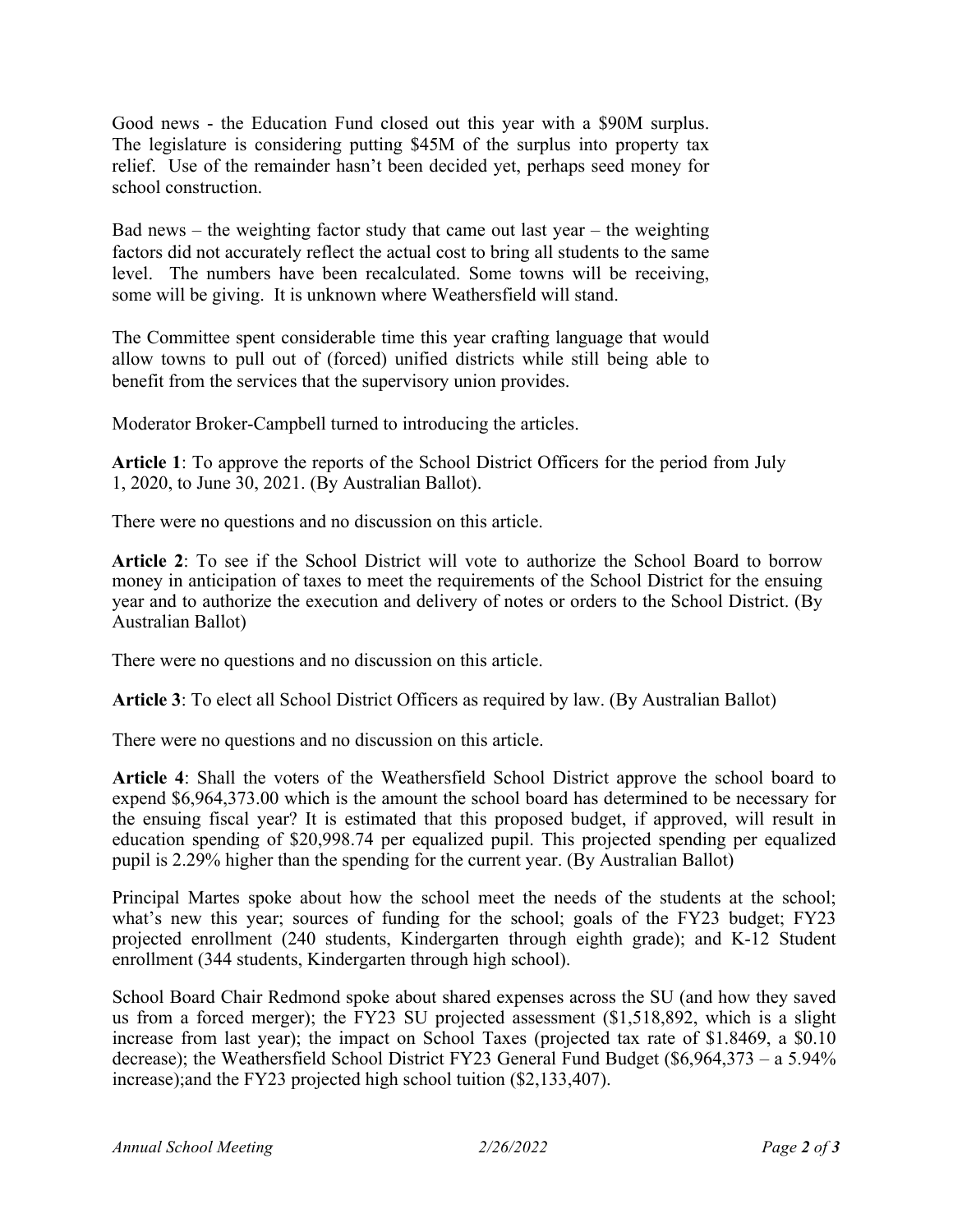Good news - the Education Fund closed out this year with a $90M surplus. The legislature is considering putting $45M of the surplus into property tax relief. Use of the remainder hasn't been decided yet, perhaps seed money for school construction.

Bad news – the weighting factor study that came out last year – the weighting factors did not accurately reflect the actual cost to bring all students to the same level. The numbers have been recalculated. Some towns will be receiving, some will be giving. It is unknown where Weathersfield will stand.

The Committee spent considerable time this year crafting language that would allow towns to pull out of (forced) unified districts while still being able to benefit from the services that the supervisory union provides.

Moderator Broker-Campbell turned to introducing the articles.

**Article 1**: To approve the reports of the School District Officers for the period from July 1, 2020, to June 30, 2021. (By Australian Ballot).

There were no questions and no discussion on this article.

**Article 2**: To see if the School District will vote to authorize the School Board to borrow money in anticipation of taxes to meet the requirements of the School District for the ensuing year and to authorize the execution and delivery of notes or orders to the School District. (By Australian Ballot)

There were no questions and no discussion on this article.

**Article 3**: To elect all School District Officers as required by law. (By Australian Ballot)

There were no questions and no discussion on this article.

**Article 4**: Shall the voters of the Weathersfield School District approve the school board to expend $6,964,373.00 which is the amount the school board has determined to be necessary for the ensuing fiscal year? It is estimated that this proposed budget, if approved, will result in education spending of $20,998.74 per equalized pupil. This projected spending per equalized pupil is 2.29% higher than the spending for the current year. (By Australian Ballot)

Principal Martes spoke about how the school meet the needs of the students at the school; what's new this year; sources of funding for the school; goals of the FY23 budget; FY23 projected enrollment (240 students, Kindergarten through eighth grade); and K-12 Student enrollment (344 students, Kindergarten through high school).

School Board Chair Redmond spoke about shared expenses across the SU (and how they saved us from a forced merger); the FY23 SU projected assessment ($1,518,892, which is a slight increase from last year); the impact on School Taxes (projected tax rate of $1.8469, a $0.10 decrease); the Weathersfield School District FY23 General Fund Budget ($6,964,373 – a 5.94% increase);and the FY23 projected high school tuition ($2,133,407).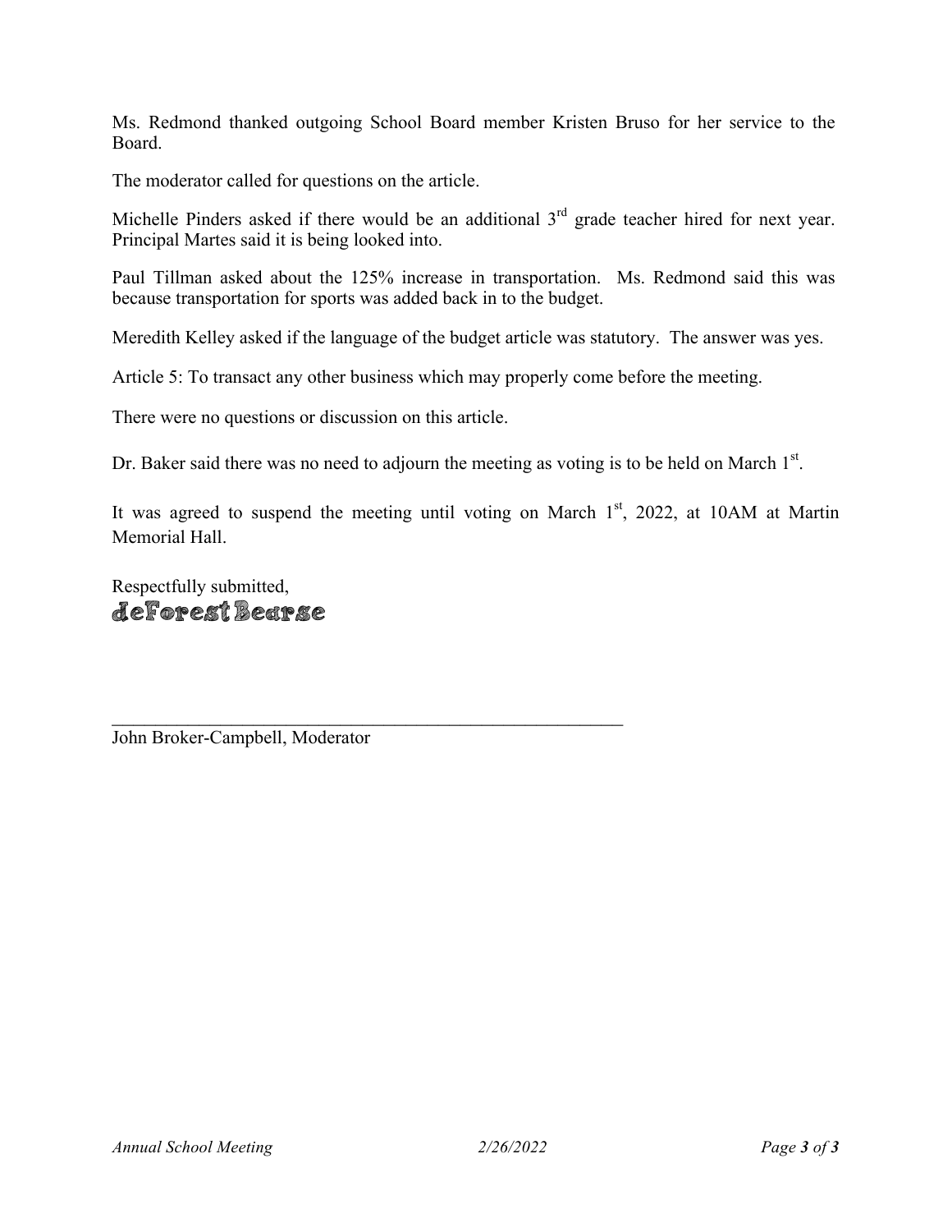Ms. Redmond thanked outgoing School Board member Kristen Bruso for her service to the Board.

The moderator called for questions on the article.

Michelle Pinders asked if there would be an additional 3rd grade teacher hired for next year. Principal Martes said it is being looked into.

Paul Tillman asked about the 125% increase in transportation. Ms. Redmond said this was because transportation for sports was added back in to the budget.

Meredith Kelley asked if the language of the budget article was statutory. The answer was yes.

Article 5: To transact any other business which may properly come before the meeting.

There were no questions or discussion on this article.

Dr. Baker said there was no need to adjourn the meeting as voting is to be held on March 1st.

It was agreed to suspend the meeting until voting on March 1st, 2022, at 10AM at Martin Memorial Hall.

Respectfully submitted,

deForest Bearse

\_\_\_\_\_\_\_\_\_\_\_\_\_\_\_\_\_\_\_\_\_\_\_\_\_\_\_\_\_\_\_\_\_\_\_\_\_\_\_\_\_\_\_\_\_\_\_\_\_\_\_\_

John Broker-Campbell, Moderator